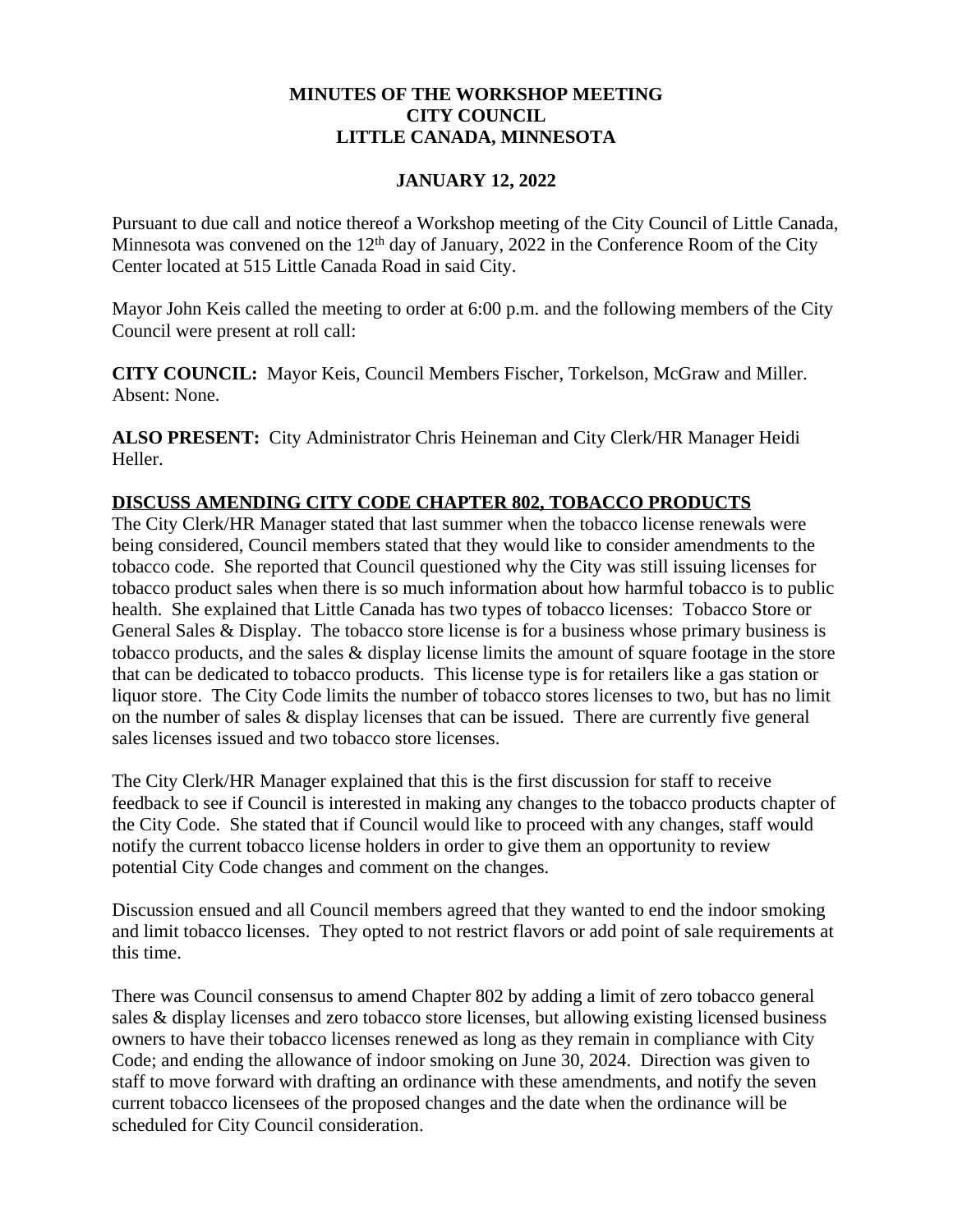**MINUTES OF THE WORKSHOP MEETING**
**CITY COUNCIL**
**LITTLE CANADA, MINNESOTA**

**JANUARY 12, 2022**

Pursuant to due call and notice thereof a Workshop meeting of the City Council of Little Canada, Minnesota was convened on the 12th day of January, 2022 in the Conference Room of the City Center located at 515 Little Canada Road in said City.

Mayor John Keis called the meeting to order at 6:00 p.m. and the following members of the City Council were present at roll call:

**CITY COUNCIL:** Mayor Keis, Council Members Fischer, Torkelson, McGraw and Miller. Absent: None.

**ALSO PRESENT:** City Administrator Chris Heineman and City Clerk/HR Manager Heidi Heller.

**DISCUSS AMENDING CITY CODE CHAPTER 802, TOBACCO PRODUCTS**

The City Clerk/HR Manager stated that last summer when the tobacco license renewals were being considered, Council members stated that they would like to consider amendments to the tobacco code. She reported that Council questioned why the City was still issuing licenses for tobacco product sales when there is so much information about how harmful tobacco is to public health. She explained that Little Canada has two types of tobacco licenses: Tobacco Store or General Sales & Display. The tobacco store license is for a business whose primary business is tobacco products, and the sales & display license limits the amount of square footage in the store that can be dedicated to tobacco products. This license type is for retailers like a gas station or liquor store. The City Code limits the number of tobacco stores licenses to two, but has no limit on the number of sales & display licenses that can be issued. There are currently five general sales licenses issued and two tobacco store licenses.

The City Clerk/HR Manager explained that this is the first discussion for staff to receive feedback to see if Council is interested in making any changes to the tobacco products chapter of the City Code. She stated that if Council would like to proceed with any changes, staff would notify the current tobacco license holders in order to give them an opportunity to review potential City Code changes and comment on the changes.

Discussion ensued and all Council members agreed that they wanted to end the indoor smoking and limit tobacco licenses. They opted to not restrict flavors or add point of sale requirements at this time.

There was Council consensus to amend Chapter 802 by adding a limit of zero tobacco general sales & display licenses and zero tobacco store licenses, but allowing existing licensed business owners to have their tobacco licenses renewed as long as they remain in compliance with City Code; and ending the allowance of indoor smoking on June 30, 2024. Direction was given to staff to move forward with drafting an ordinance with these amendments, and notify the seven current tobacco licensees of the proposed changes and the date when the ordinance will be scheduled for City Council consideration.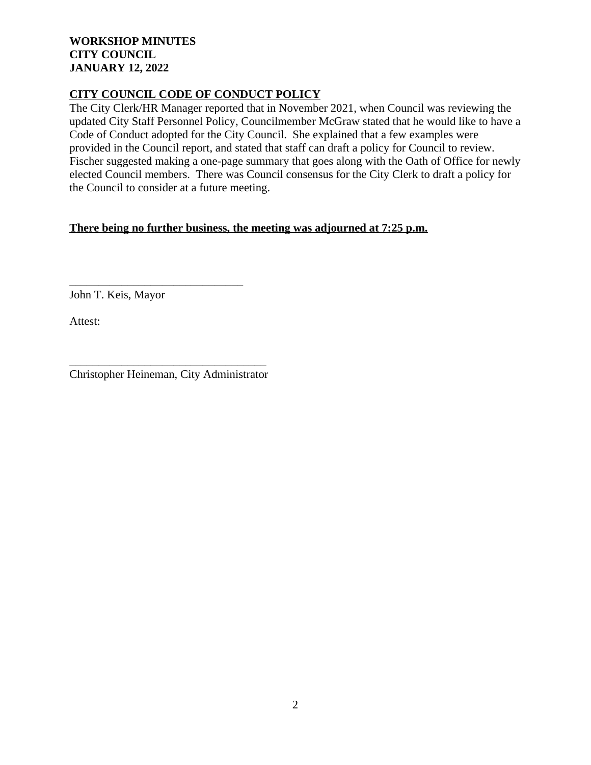**WORKSHOP MINUTES**
**CITY COUNCIL**
**JANUARY 12, 2022**

**CITY COUNCIL CODE OF CONDUCT POLICY**

The City Clerk/HR Manager reported that in November 2021, when Council was reviewing the updated City Staff Personnel Policy, Councilmember McGraw stated that he would like to have a Code of Conduct adopted for the City Council. She explained that a few examples were provided in the Council report, and stated that staff can draft a policy for Council to review. Fischer suggested making a one-page summary that goes along with the Oath of Office for newly elected Council members. There was Council consensus for the City Clerk to draft a policy for the Council to consider at a future meeting.

**There being no further business, the meeting was adjourned at 7:25 p.m.**

______________________________
John T. Keis, Mayor

Attest:

__________________________________
Christopher Heineman, City Administrator